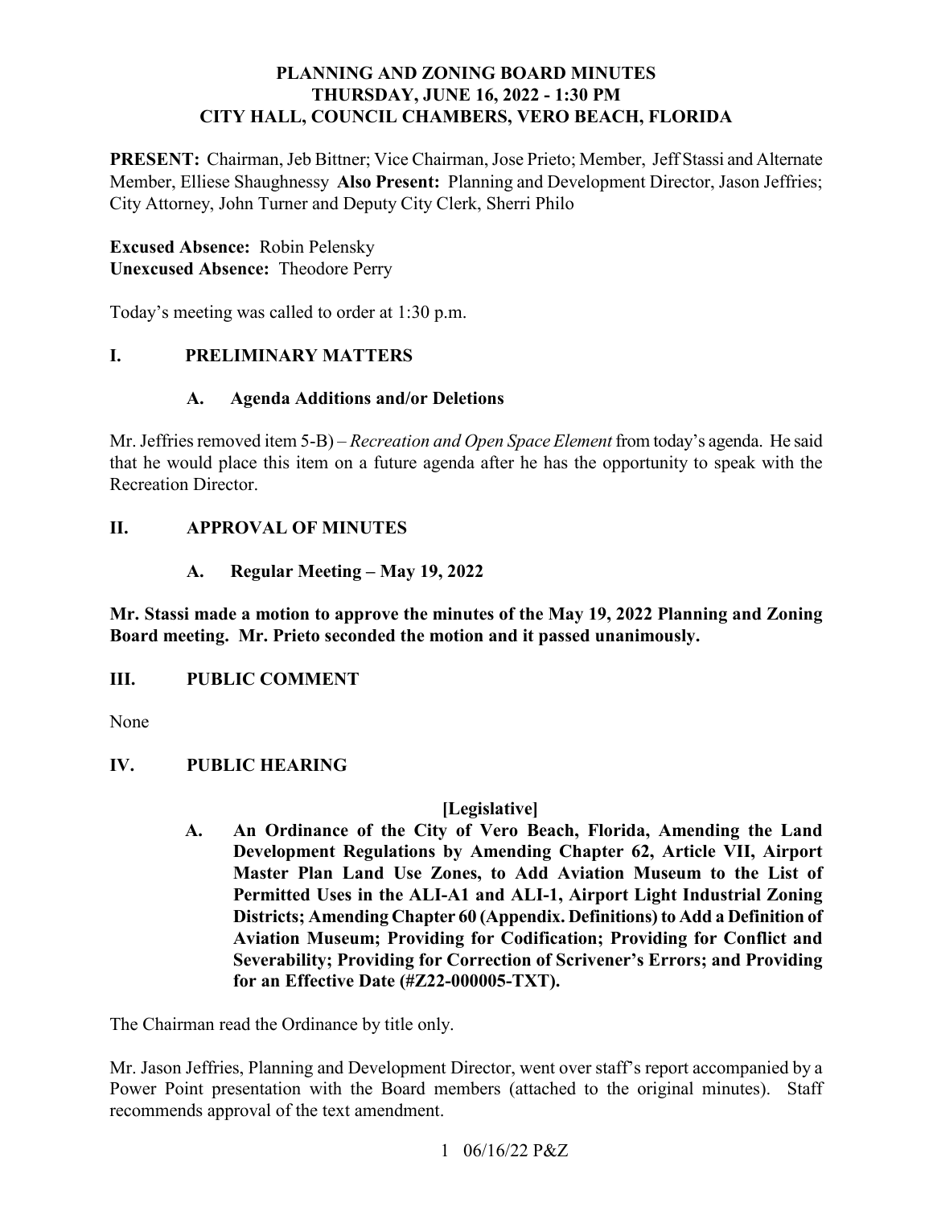# PLANNING AND ZONING BOARD MINUTES
## THURSDAY, JUNE 16, 2022 - 1:30 PM
## CITY HALL, COUNCIL CHAMBERS, VERO BEACH, FLORIDA

**PRESENT:** Chairman, Jeb Bittner; Vice Chairman, Jose Prieto; Member, Jeff Stassi and Alternate Member, Elliese Shaughnessy **Also Present:** Planning and Development Director, Jason Jeffries; City Attorney, John Turner and Deputy City Clerk, Sherri Philo

**Excused Absence:** Robin Pelensky
**Unexcused Absence:** Theodore Perry

Today's meeting was called to order at 1:30 p.m.

## I. PRELIMINARY MATTERS

### A. Agenda Additions and/or Deletions

Mr. Jeffries removed item 5-B) – *Recreation and Open Space Element* from today's agenda. He said that he would place this item on a future agenda after he has the opportunity to speak with the Recreation Director.

## II. APPROVAL OF MINUTES

### A. Regular Meeting – May 19, 2022

**Mr. Stassi made a motion to approve the minutes of the May 19, 2022 Planning and Zoning Board meeting. Mr. Prieto seconded the motion and it passed unanimously.**

## III. PUBLIC COMMENT

None

## IV. PUBLIC HEARING

**[Legislative]**

**A. An Ordinance of the City of Vero Beach, Florida, Amending the Land Development Regulations by Amending Chapter 62, Article VII, Airport Master Plan Land Use Zones, to Add Aviation Museum to the List of Permitted Uses in the ALI-A1 and ALI-1, Airport Light Industrial Zoning Districts; Amending Chapter 60 (Appendix. Definitions) to Add a Definition of Aviation Museum; Providing for Codification; Providing for Conflict and Severability; Providing for Correction of Scrivener's Errors; and Providing for an Effective Date (#Z22-000005-TXT).**

The Chairman read the Ordinance by title only.

Mr. Jason Jeffries, Planning and Development Director, went over staff's report accompanied by a Power Point presentation with the Board members (attached to the original minutes). Staff recommends approval of the text amendment.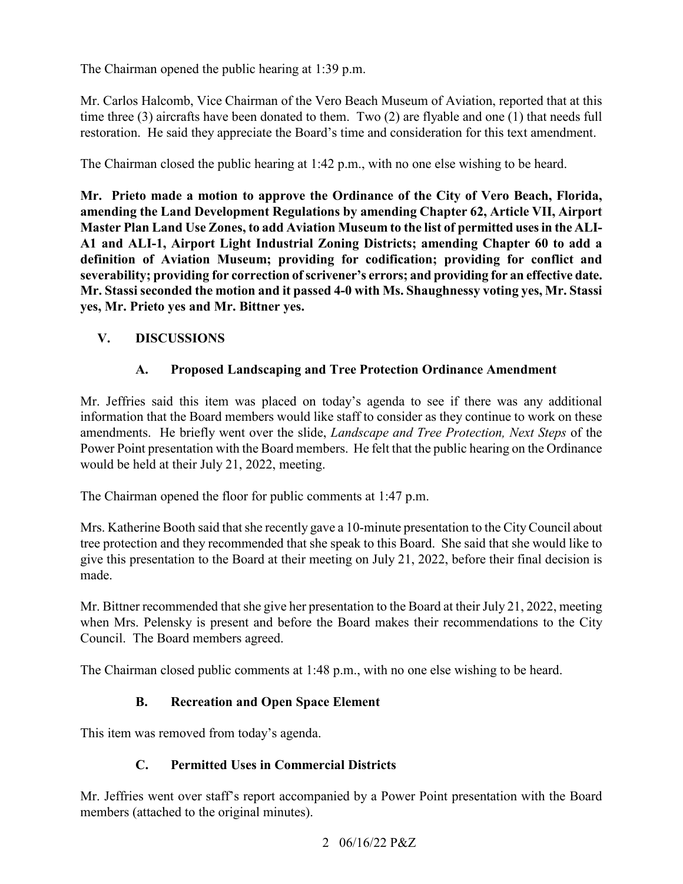The Chairman opened the public hearing at 1:39 p.m.

Mr. Carlos Halcomb, Vice Chairman of the Vero Beach Museum of Aviation, reported that at this time three (3) aircrafts have been donated to them. Two (2) are flyable and one (1) that needs full restoration. He said they appreciate the Board's time and consideration for this text amendment.

The Chairman closed the public hearing at 1:42 p.m., with no one else wishing to be heard.

**Mr. Prieto made a motion to approve the Ordinance of the City of Vero Beach, Florida, amending the Land Development Regulations by amending Chapter 62, Article VII, Airport Master Plan Land Use Zones, to add Aviation Museum to the list of permitted uses in the ALI-A1 and ALI-1, Airport Light Industrial Zoning Districts; amending Chapter 60 to add a definition of Aviation Museum; providing for codification; providing for conflict and severability; providing for correction of scrivener's errors; and providing for an effective date. Mr. Stassi seconded the motion and it passed 4-0 with Ms. Shaughnessy voting yes, Mr. Stassi yes, Mr. Prieto yes and Mr. Bittner yes.**

## V. DISCUSSIONS

### A. Proposed Landscaping and Tree Protection Ordinance Amendment

Mr. Jeffries said this item was placed on today's agenda to see if there was any additional information that the Board members would like staff to consider as they continue to work on these amendments. He briefly went over the slide, *Landscape and Tree Protection, Next Steps* of the Power Point presentation with the Board members. He felt that the public hearing on the Ordinance would be held at their July 21, 2022, meeting.

The Chairman opened the floor for public comments at 1:47 p.m.

Mrs. Katherine Booth said that she recently gave a 10-minute presentation to the City Council about tree protection and they recommended that she speak to this Board. She said that she would like to give this presentation to the Board at their meeting on July 21, 2022, before their final decision is made.

Mr. Bittner recommended that she give her presentation to the Board at their July 21, 2022, meeting when Mrs. Pelensky is present and before the Board makes their recommendations to the City Council. The Board members agreed.

The Chairman closed public comments at 1:48 p.m., with no one else wishing to be heard.

### B. Recreation and Open Space Element

This item was removed from today's agenda.

### C. Permitted Uses in Commercial Districts

Mr. Jeffries went over staff's report accompanied by a Power Point presentation with the Board members (attached to the original minutes).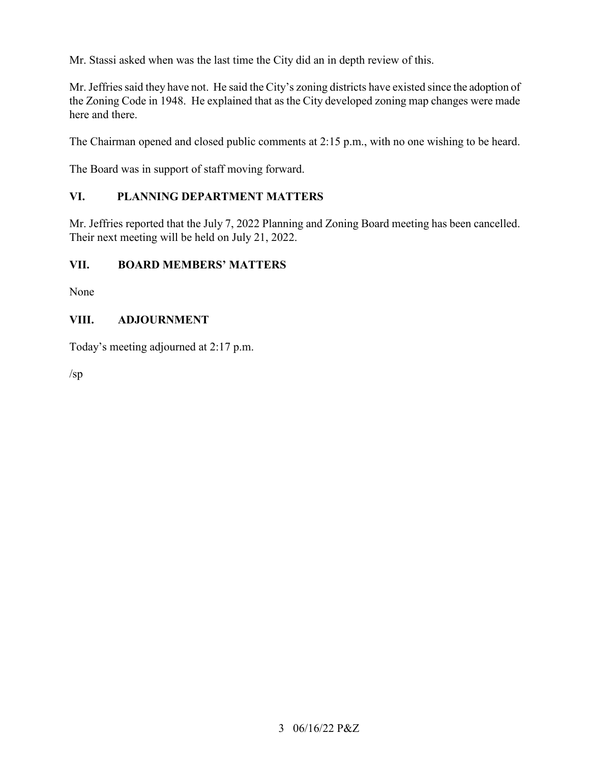Mr. Stassi asked when was the last time the City did an in depth review of this.

Mr. Jeffries said they have not. He said the City's zoning districts have existed since the adoption of the Zoning Code in 1948. He explained that as the City developed zoning map changes were made here and there.

The Chairman opened and closed public comments at 2:15 p.m., with no one wishing to be heard.

The Board was in support of staff moving forward.

## VI. PLANNING DEPARTMENT MATTERS

Mr. Jeffries reported that the July 7, 2022 Planning and Zoning Board meeting has been cancelled. Their next meeting will be held on July 21, 2022.

## VII. BOARD MEMBERS' MATTERS

None

## VIII. ADJOURNMENT

Today's meeting adjourned at 2:17 p.m.

/sp